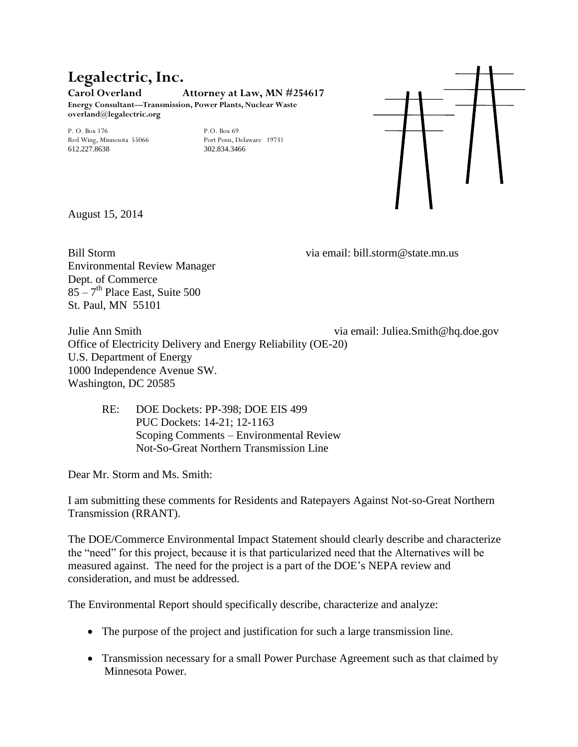# Legalectric, Inc.

**Carol Overland Attorney at Law, MN #254617**
**Energy Consultant—Transmission, Power Plants, Nuclear Waste**
**overland@legalectric.org**

P. O. Box 176
Red Wing, Minnesota 55066
612.227.8638

P.O. Box 69
Port Penn, Delaware 19731
302.834.3466

August 15, 2014

Bill Storm via email: bill.storm@state.mn.us
Environmental Review Manager
Dept. of Commerce
85 – 7th Place East, Suite 500
St. Paul, MN 55101

Julie Ann Smith via email: Juliea.Smith@hq.doe.gov
Office of Electricity Delivery and Energy Reliability (OE-20)
U.S. Department of Energy
1000 Independence Avenue SW.
Washington, DC 20585

RE: DOE Dockets: PP-398; DOE EIS 499
PUC Dockets: 14-21; 12-1163
Scoping Comments – Environmental Review
Not-So-Great Northern Transmission Line

Dear Mr. Storm and Ms. Smith:

I am submitting these comments for Residents and Ratepayers Against Not-so-Great Northern Transmission (RRANT).

The DOE/Commerce Environmental Impact Statement should clearly describe and characterize the "need" for this project, because it is that particularized need that the Alternatives will be measured against. The need for the project is a part of the DOE's NEPA review and consideration, and must be addressed.

The Environmental Report should specifically describe, characterize and analyze:

- The purpose of the project and justification for such a large transmission line.
- Transmission necessary for a small Power Purchase Agreement such as that claimed by Minnesota Power.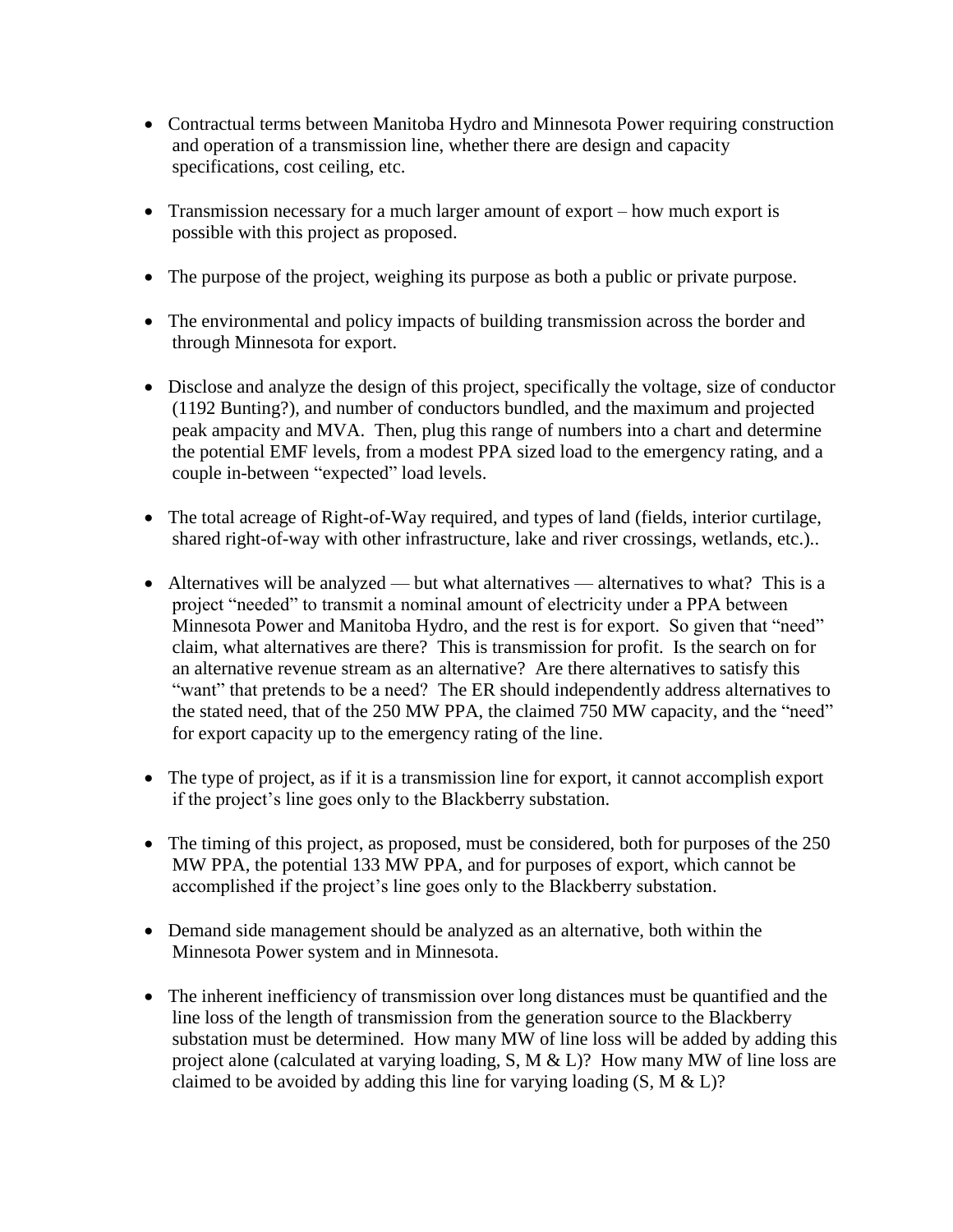- Contractual terms between Manitoba Hydro and Minnesota Power requiring construction and operation of a transmission line, whether there are design and capacity specifications, cost ceiling, etc.

- Transmission necessary for a much larger amount of export – how much export is possible with this project as proposed.

- The purpose of the project, weighing its purpose as both a public or private purpose.

- The environmental and policy impacts of building transmission across the border and through Minnesota for export.

- Disclose and analyze the design of this project, specifically the voltage, size of conductor (1192 Bunting?), and number of conductors bundled, and the maximum and projected peak ampacity and MVA. Then, plug this range of numbers into a chart and determine the potential EMF levels, from a modest PPA sized load to the emergency rating, and a couple in-between "expected" load levels.

- The total acreage of Right-of-Way required, and types of land (fields, interior curtilage, shared right-of-way with other infrastructure, lake and river crossings, wetlands, etc.)..

- Alternatives will be analyzed — but what alternatives — alternatives to what? This is a project "needed" to transmit a nominal amount of electricity under a PPA between Minnesota Power and Manitoba Hydro, and the rest is for export. So given that "need" claim, what alternatives are there? This is transmission for profit. Is the search on for an alternative revenue stream as an alternative? Are there alternatives to satisfy this "want" that pretends to be a need? The ER should independently address alternatives to the stated need, that of the 250 MW PPA, the claimed 750 MW capacity, and the "need" for export capacity up to the emergency rating of the line.

- The type of project, as if it is a transmission line for export, it cannot accomplish export if the project's line goes only to the Blackberry substation.

- The timing of this project, as proposed, must be considered, both for purposes of the 250 MW PPA, the potential 133 MW PPA, and for purposes of export, which cannot be accomplished if the project's line goes only to the Blackberry substation.

- Demand side management should be analyzed as an alternative, both within the Minnesota Power system and in Minnesota.

- The inherent inefficiency of transmission over long distances must be quantified and the line loss of the length of transmission from the generation source to the Blackberry substation must be determined. How many MW of line loss will be added by adding this project alone (calculated at varying loading, S, M & L)? How many MW of line loss are claimed to be avoided by adding this line for varying loading (S, M & L)?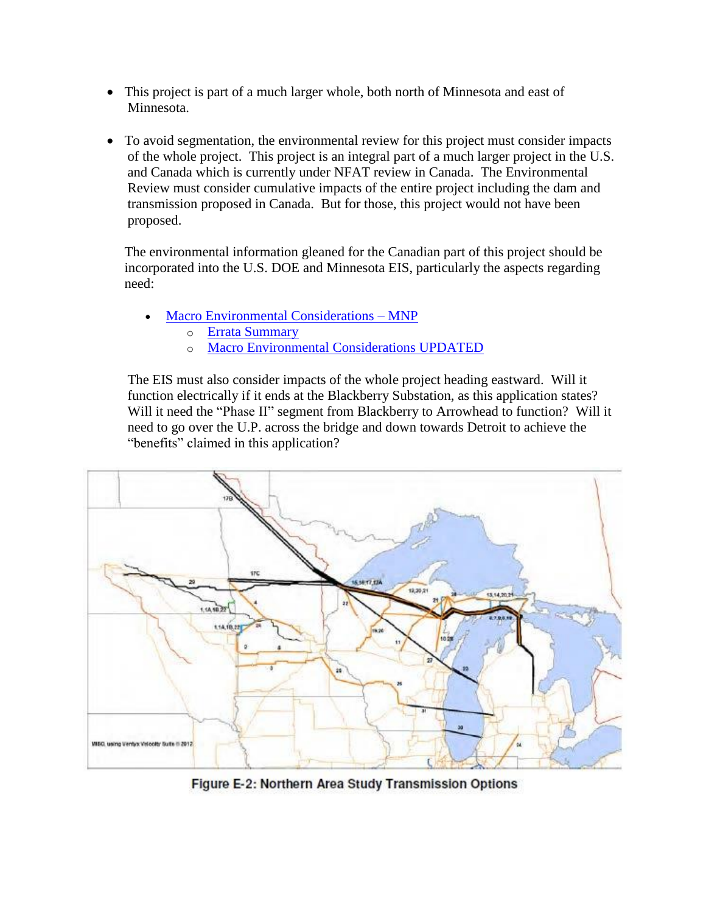- This project is part of a much larger whole, both north of Minnesota and east of Minnesota.

- To avoid segmentation, the environmental review for this project must consider impacts of the whole project. This project is an integral part of a much larger project in the U.S. and Canada which is currently under NFAT review in Canada. The Environmental Review must consider cumulative impacts of the entire project including the dam and transmission proposed in Canada. But for those, this project would not have been proposed.

  The environmental information gleaned for the Canadian part of this project should be incorporated into the U.S. DOE and Minnesota EIS, particularly the aspects regarding need:

  - Macro Environmental Considerations – MNP
    - Errata Summary
    - Macro Environmental Considerations UPDATED

  The EIS must also consider impacts of the whole project heading eastward. Will it function electrically if it ends at the Blackberry Substation, as this application states? Will it need the "Phase II" segment from Blackberry to Arrowhead to function? Will it need to go over the U.P. across the bridge and down towards Detroit to achieve the "benefits" claimed in this application?

Figure E-2: Northern Area Study Transmission Options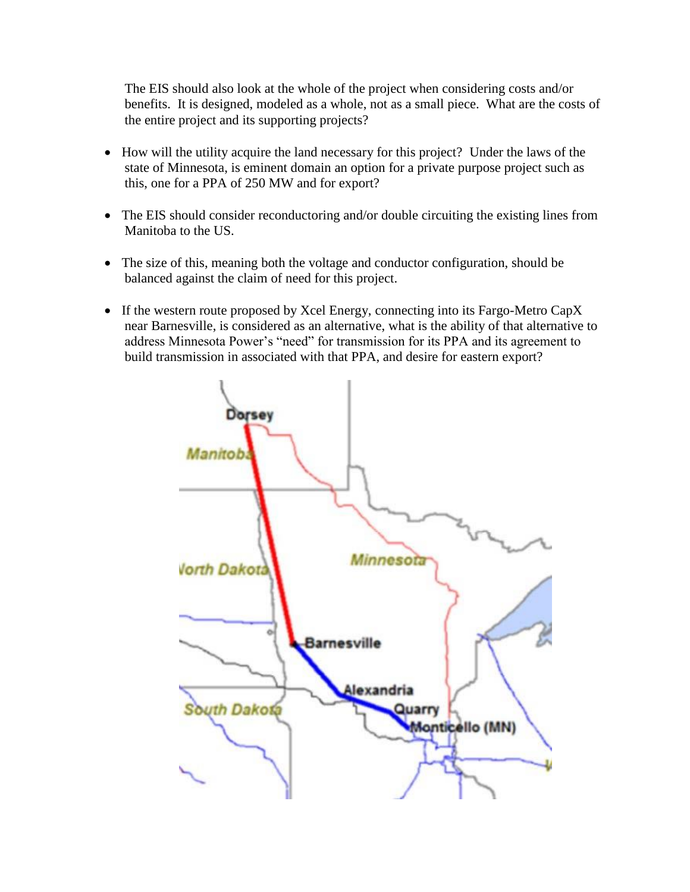The EIS should also look at the whole of the project when considering costs and/or benefits. It is designed, modeled as a whole, not as a small piece. What are the costs of the entire project and its supporting projects?

- How will the utility acquire the land necessary for this project? Under the laws of the state of Minnesota, is eminent domain an option for a private purpose project such as this, one for a PPA of 250 MW and for export?

- The EIS should consider reconductoring and/or double circuiting the existing lines from Manitoba to the US.

- The size of this, meaning both the voltage and conductor configuration, should be balanced against the claim of need for this project.

- If the western route proposed by Xcel Energy, connecting into its Fargo-Metro CapX near Barnesville, is considered as an alternative, what is the ability of that alternative to address Minnesota Power's "need" for transmission for its PPA and its agreement to build transmission in associated with that PPA, and desire for eastern export?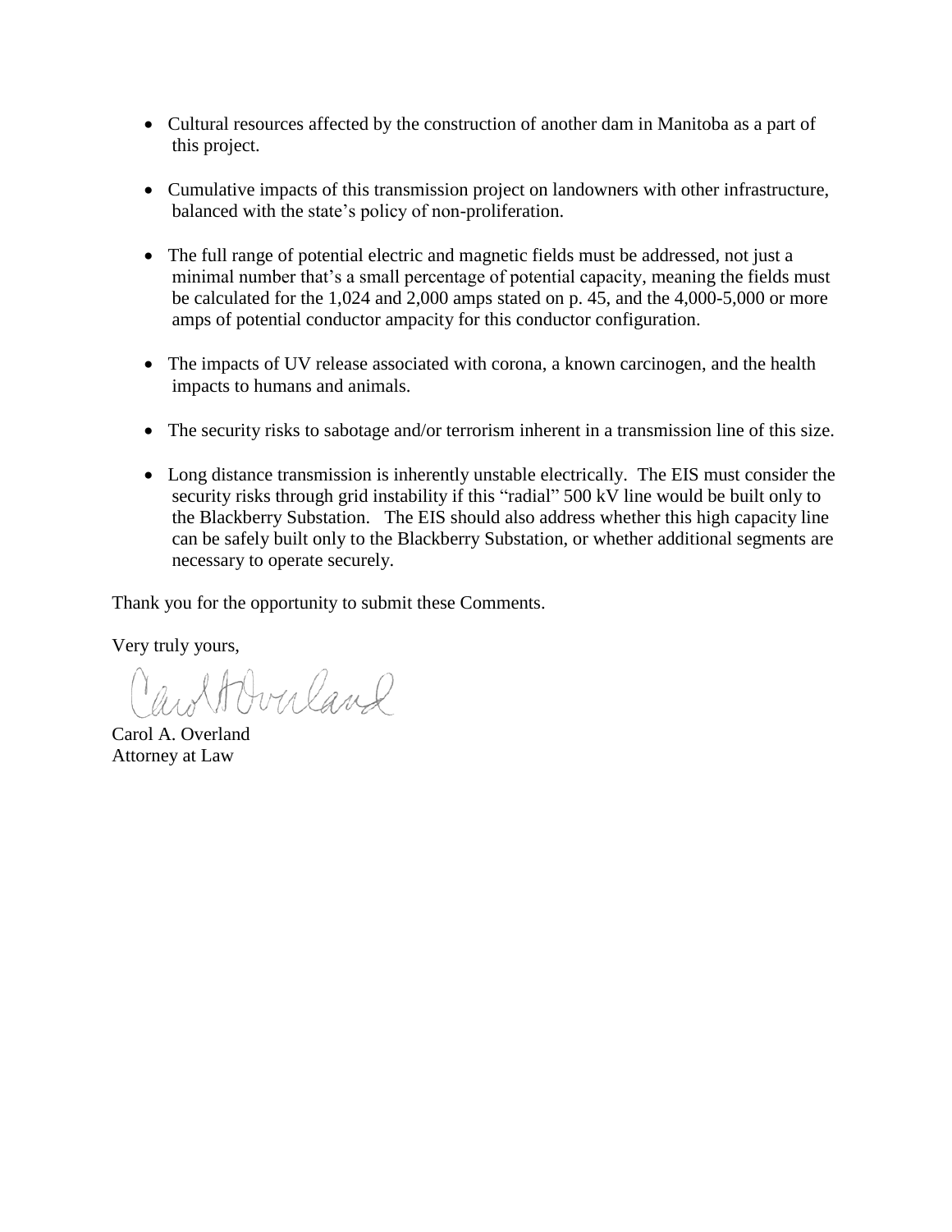- Cultural resources affected by the construction of another dam in Manitoba as a part of this project.

- Cumulative impacts of this transmission project on landowners with other infrastructure, balanced with the state's policy of non-proliferation.

- The full range of potential electric and magnetic fields must be addressed, not just a minimal number that's a small percentage of potential capacity, meaning the fields must be calculated for the 1,024 and 2,000 amps stated on p. 45, and the 4,000-5,000 or more amps of potential conductor ampacity for this conductor configuration.

- The impacts of UV release associated with corona, a known carcinogen, and the health impacts to humans and animals.

- The security risks to sabotage and/or terrorism inherent in a transmission line of this size.

- Long distance transmission is inherently unstable electrically. The EIS must consider the security risks through grid instability if this "radial" 500 kV line would be built only to the Blackberry Substation. The EIS should also address whether this high capacity line can be safely built only to the Blackberry Substation, or whether additional segments are necessary to operate securely.

Thank you for the opportunity to submit these Comments.

Very truly yours,

Carol A. Overland

Carol A. Overland
Attorney at Law